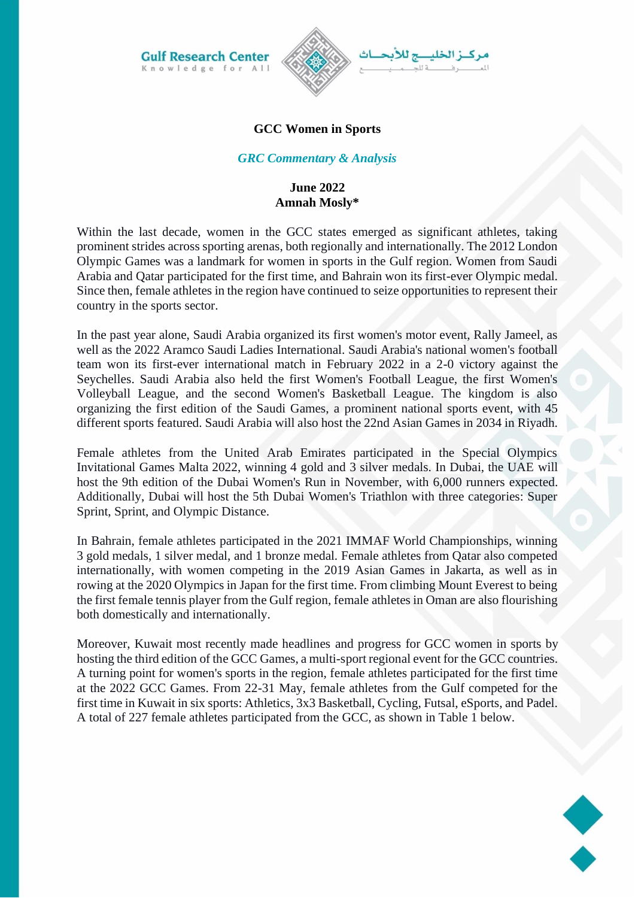# GCC Women in Sports

*GRC Commentary & Analysis*

**June 2022**
**Amnah Mosly***

Within the last decade, women in the GCC states emerged as significant athletes, taking prominent strides across sporting arenas, both regionally and internationally. The 2012 London Olympic Games was a landmark for women in sports in the Gulf region. Women from Saudi Arabia and Qatar participated for the first time, and Bahrain won its first-ever Olympic medal. Since then, female athletes in the region have continued to seize opportunities to represent their country in the sports sector.

In the past year alone, Saudi Arabia organized its first women's motor event, Rally Jameel, as well as the 2022 Aramco Saudi Ladies International. Saudi Arabia's national women's football team won its first-ever international match in February 2022 in a 2-0 victory against the Seychelles. Saudi Arabia also held the first Women's Football League, the first Women's Volleyball League, and the second Women's Basketball League. The kingdom is also organizing the first edition of the Saudi Games, a prominent national sports event, with 45 different sports featured. Saudi Arabia will also host the 22nd Asian Games in 2034 in Riyadh.

Female athletes from the United Arab Emirates participated in the Special Olympics Invitational Games Malta 2022, winning 4 gold and 3 silver medals. In Dubai, the UAE will host the 9th edition of the Dubai Women's Run in November, with 6,000 runners expected. Additionally, Dubai will host the 5th Dubai Women's Triathlon with three categories: Super Sprint, Sprint, and Olympic Distance.

In Bahrain, female athletes participated in the 2021 IMMAF World Championships, winning 3 gold medals, 1 silver medal, and 1 bronze medal. Female athletes from Qatar also competed internationally, with women competing in the 2019 Asian Games in Jakarta, as well as in rowing at the 2020 Olympics in Japan for the first time. From climbing Mount Everest to being the first female tennis player from the Gulf region, female athletes in Oman are also flourishing both domestically and internationally.

Moreover, Kuwait most recently made headlines and progress for GCC women in sports by hosting the third edition of the GCC Games, a multi-sport regional event for the GCC countries. A turning point for women's sports in the region, female athletes participated for the first time at the 2022 GCC Games. From 22-31 May, female athletes from the Gulf competed for the first time in Kuwait in six sports: Athletics, 3x3 Basketball, Cycling, Futsal, eSports, and Padel. A total of 227 female athletes participated from the GCC, as shown in Table 1 below.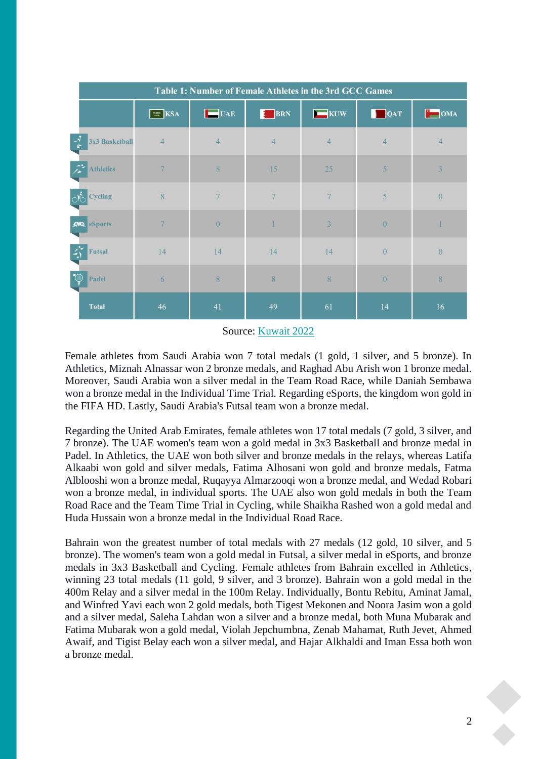**Table 1: Number of Female Athletes in the 3rd GCC Games**

| | KSA | UAE | BRN | KUW | QAT | OMA |
|---|---|---|---|---|---|---|
| 3x3 Basketball | 4 | 4 | 4 | 4 | 4 | 4 |
| Athletics | 7 | 8 | 15 | 25 | 5 | 3 |
| Cycling | 8 | 7 | 7 | 7 | 5 | 0 |
| eSports | 7 | 0 | 1 | 3 | 0 | 1 |
| Futsal | 14 | 14 | 14 | 14 | 0 | 0 |
| Padel | 6 | 8 | 8 | 8 | 0 | 8 |
| **Total** | 46 | 41 | 49 | 61 | 14 | 16 |

Source: Kuwait 2022

Female athletes from Saudi Arabia won 7 total medals (1 gold, 1 silver, and 5 bronze). In Athletics, Miznah Alnassar won 2 bronze medals, and Raghad Abu Arish won 1 bronze medal. Moreover, Saudi Arabia won a silver medal in the Team Road Race, while Daniah Sembawa won a bronze medal in the Individual Time Trial. Regarding eSports, the kingdom won gold in the FIFA HD. Lastly, Saudi Arabia's Futsal team won a bronze medal.

Regarding the United Arab Emirates, female athletes won 17 total medals (7 gold, 3 silver, and 7 bronze). The UAE women's team won a gold medal in 3x3 Basketball and bronze medal in Padel. In Athletics, the UAE won both silver and bronze medals in the relays, whereas Latifa Alkaabi won gold and silver medals, Fatima Alhosani won gold and bronze medals, Fatma Alblooshi won a bronze medal, Ruqayya Almarzooqi won a bronze medal, and Wedad Robari won a bronze medal, in individual sports. The UAE also won gold medals in both the Team Road Race and the Team Time Trial in Cycling, while Shaikha Rashed won a gold medal and Huda Hussain won a bronze medal in the Individual Road Race.

Bahrain won the greatest number of total medals with 27 medals (12 gold, 10 silver, and 5 bronze). The women's team won a gold medal in Futsal, a silver medal in eSports, and bronze medals in 3x3 Basketball and Cycling. Female athletes from Bahrain excelled in Athletics, winning 23 total medals (11 gold, 9 silver, and 3 bronze). Bahrain won a gold medal in the 400m Relay and a silver medal in the 100m Relay. Individually, Bontu Rebitu, Aminat Jamal, and Winfred Yavi each won 2 gold medals, both Tigest Mekonen and Noora Jasim won a gold and a silver medal, Saleha Lahdan won a silver and a bronze medal, both Muna Mubarak and Fatima Mubarak won a gold medal, Violah Jepchumbna, Zenab Mahamat, Ruth Jevet, Ahmed Awaif, and Tigist Belay each won a silver medal, and Hajar Alkhaldi and Iman Essa both won a bronze medal.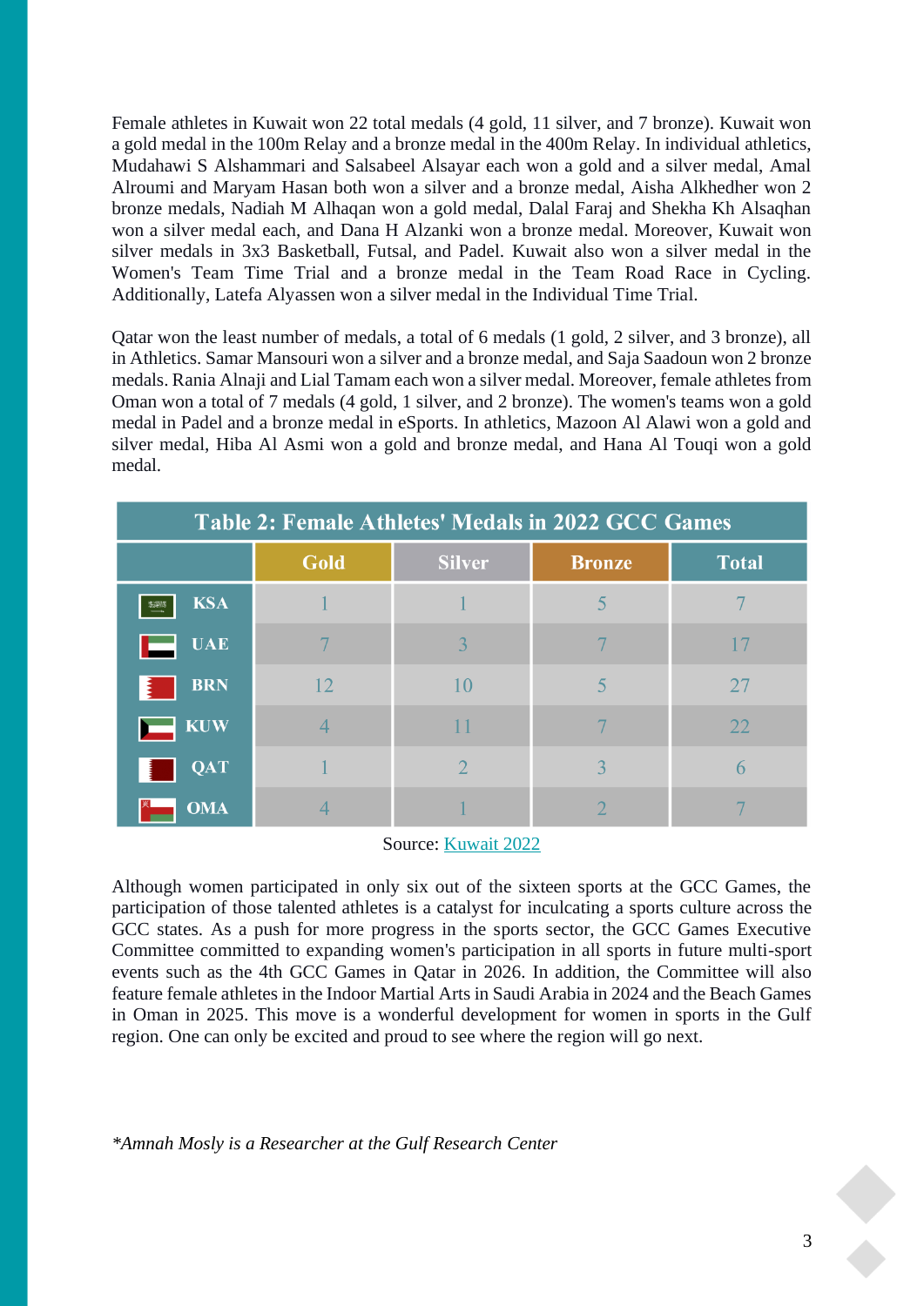Female athletes in Kuwait won 22 total medals (4 gold, 11 silver, and 7 bronze). Kuwait won a gold medal in the 100m Relay and a bronze medal in the 400m Relay. In individual athletics, Mudahawi S Alshammari and Salsabeel Alsayar each won a gold and a silver medal, Amal Alroumi and Maryam Hasan both won a silver and a bronze medal, Aisha Alkhedher won 2 bronze medals, Nadiah M Alhaqan won a gold medal, Dalal Faraj and Shekha Kh Alsaqhan won a silver medal each, and Dana H Alzanki won a bronze medal. Moreover, Kuwait won silver medals in 3x3 Basketball, Futsal, and Padel. Kuwait also won a silver medal in the Women's Team Time Trial and a bronze medal in the Team Road Race in Cycling. Additionally, Latefa Alyassen won a silver medal in the Individual Time Trial.

Qatar won the least number of medals, a total of 6 medals (1 gold, 2 silver, and 3 bronze), all in Athletics. Samar Mansouri won a silver and a bronze medal, and Saja Saadoun won 2 bronze medals. Rania Alnaji and Lial Tamam each won a silver medal. Moreover, female athletes from Oman won a total of 7 medals (4 gold, 1 silver, and 2 bronze). The women's teams won a gold medal in Padel and a bronze medal in eSports. In athletics, Mazoon Al Alawi won a gold and silver medal, Hiba Al Asmi won a gold and bronze medal, and Hana Al Touqi won a gold medal.

**Table 2: Female Athletes' Medals in 2022 GCC Games**

| | Gold | Silver | Bronze | Total |
|---|---|---|---|---|
| KSA | 1 | 1 | 5 | 7 |
| UAE | 7 | 3 | 7 | 17 |
| BRN | 12 | 10 | 5 | 27 |
| KUW | 4 | 11 | 7 | 22 |
| QAT | 1 | 2 | 3 | 6 |
| OMA | 4 | 1 | 2 | 7 |

Source: Kuwait 2022

Although women participated in only six out of the sixteen sports at the GCC Games, the participation of those talented athletes is a catalyst for inculcating a sports culture across the GCC states. As a push for more progress in the sports sector, the GCC Games Executive Committee committed to expanding women's participation in all sports in future multi-sport events such as the 4th GCC Games in Qatar in 2026. In addition, the Committee will also feature female athletes in the Indoor Martial Arts in Saudi Arabia in 2024 and the Beach Games in Oman in 2025. This move is a wonderful development for women in sports in the Gulf region. One can only be excited and proud to see where the region will go next.

*\*Amnah Mosly is a Researcher at the Gulf Research Center*